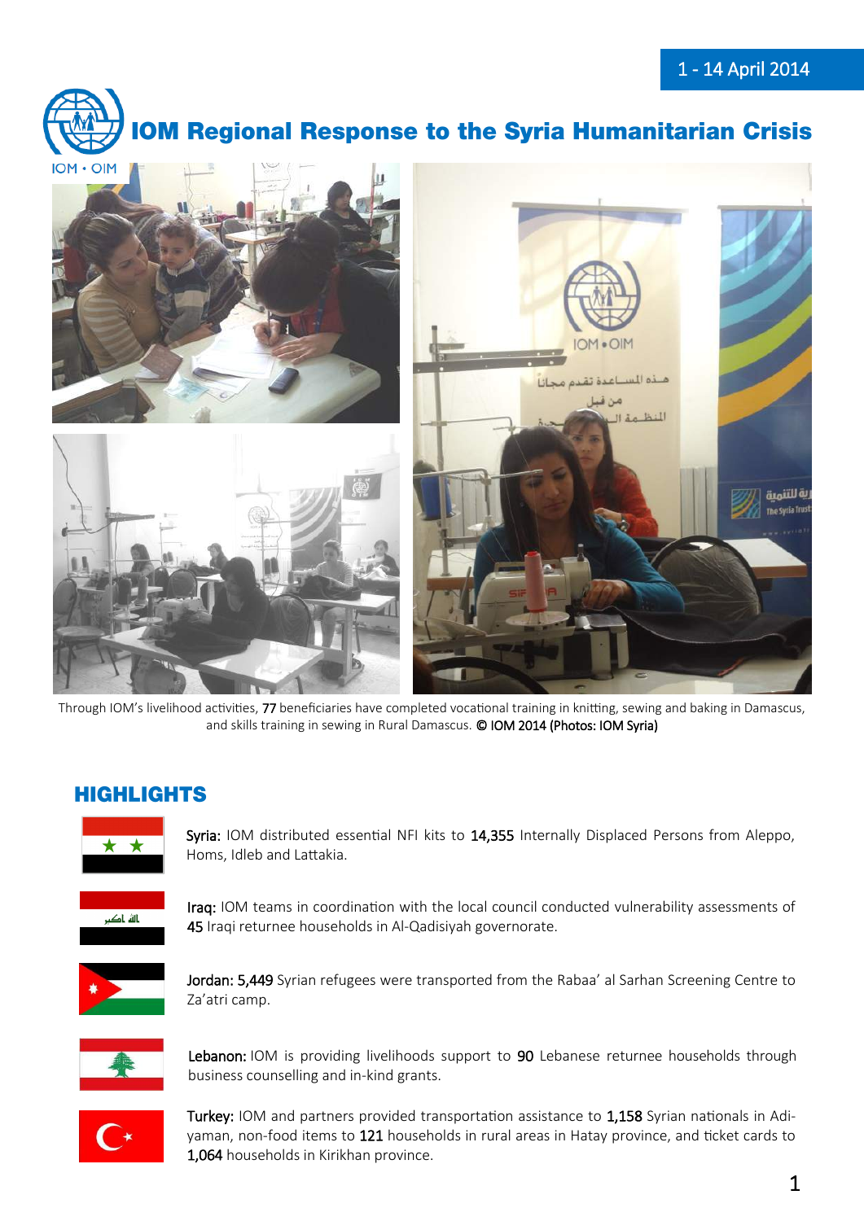1 - 14 April 2014

# IOM Regional Response to the Syria Humanitarian Crisis

Through IOM's livelihood activities, 77 beneficiaries have completed vocational training in knitting, sewing and baking in Damascus, and skills training in sewing in Rural Damascus. © IOM 2014 (Photos: IOM Syria)

## HIGHLIGHTS

**Syria:** IOM distributed essential NFI kits to **14,355** Internally Displaced Persons from Aleppo, Homs, Idleb and Lattakia.

**Iraq:** IOM teams in coordination with the local council conducted vulnerability assessments of **45** Iraqi returnee households in Al-Qadisiyah governorate.

**Jordan: 5,449** Syrian refugees were transported from the Rabaa' al Sarhan Screening Centre to Za'atri camp.

**Lebanon:** IOM is providing livelihoods support to **90** Lebanese returnee households through business counselling and in-kind grants.

**Turkey:** IOM and partners provided transportation assistance to **1,158** Syrian nationals in Adiyaman, non-food items to **121** households in rural areas in Hatay province, and ticket cards to **1,064** households in Kirikhan province.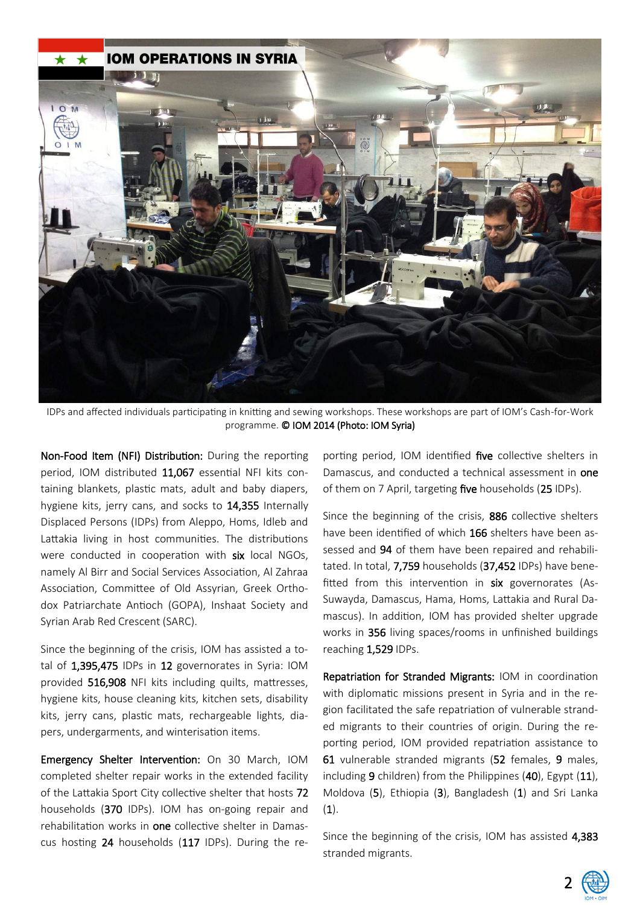## IOM OPERATIONS IN SYRIA

IDPs and affected individuals participating in knitting and sewing workshops. These workshops are part of IOM's Cash-for-Work programme. © IOM 2014 (Photo: IOM Syria)

**Non-Food Item (NFI) Distribution:** During the reporting period, IOM distributed **11,067** essential NFI kits containing blankets, plastic mats, adult and baby diapers, hygiene kits, jerry cans, and socks to **14,355** Internally Displaced Persons (IDPs) from Aleppo, Homs, Idleb and Lattakia living in host communities. The distributions were conducted in cooperation with **six** local NGOs, namely Al Birr and Social Services Association, Al Zahraa Association, Committee of Old Assyrian, Greek Orthodox Patriarchate Antioch (GOPA), Inshaat Society and Syrian Arab Red Crescent (SARC).

Since the beginning of the crisis, IOM has assisted a total of **1,395,475** IDPs in **12** governorates in Syria: IOM provided **516,908** NFI kits including quilts, mattresses, hygiene kits, house cleaning kits, kitchen sets, disability kits, jerry cans, plastic mats, rechargeable lights, diapers, undergarments, and winterisation items.

**Emergency Shelter Intervention:** On 30 March, IOM completed shelter repair works in the extended facility of the Lattakia Sport City collective shelter that hosts **72** households (**370** IDPs). IOM has on-going repair and rehabilitation works in **one** collective shelter in Damascus hosting **24** households (**117** IDPs). During the reporting period, IOM identified **five** collective shelters in Damascus, and conducted a technical assessment in **one** of them on 7 April, targeting **five** households (**25** IDPs).

Since the beginning of the crisis, **886** collective shelters have been identified of which **166** shelters have been assessed and **94** of them have been repaired and rehabilitated. In total, **7,759** households (**37,452** IDPs) have benefitted from this intervention in **six** governorates (As-Suwayda, Damascus, Hama, Homs, Lattakia and Rural Damascus). In addition, IOM has provided shelter upgrade works in **356** living spaces/rooms in unfinished buildings reaching **1,529** IDPs.

**Repatriation for Stranded Migrants:** IOM in coordination with diplomatic missions present in Syria and in the region facilitated the safe repatriation of vulnerable stranded migrants to their countries of origin. During the reporting period, IOM provided repatriation assistance to **61** vulnerable stranded migrants (**52** females, **9** males, including **9** children) from the Philippines (**40**), Egypt (**11**), Moldova (**5**), Ethiopia (**3**), Bangladesh (**1**) and Sri Lanka (**1**).

Since the beginning of the crisis, IOM has assisted **4,383** stranded migrants.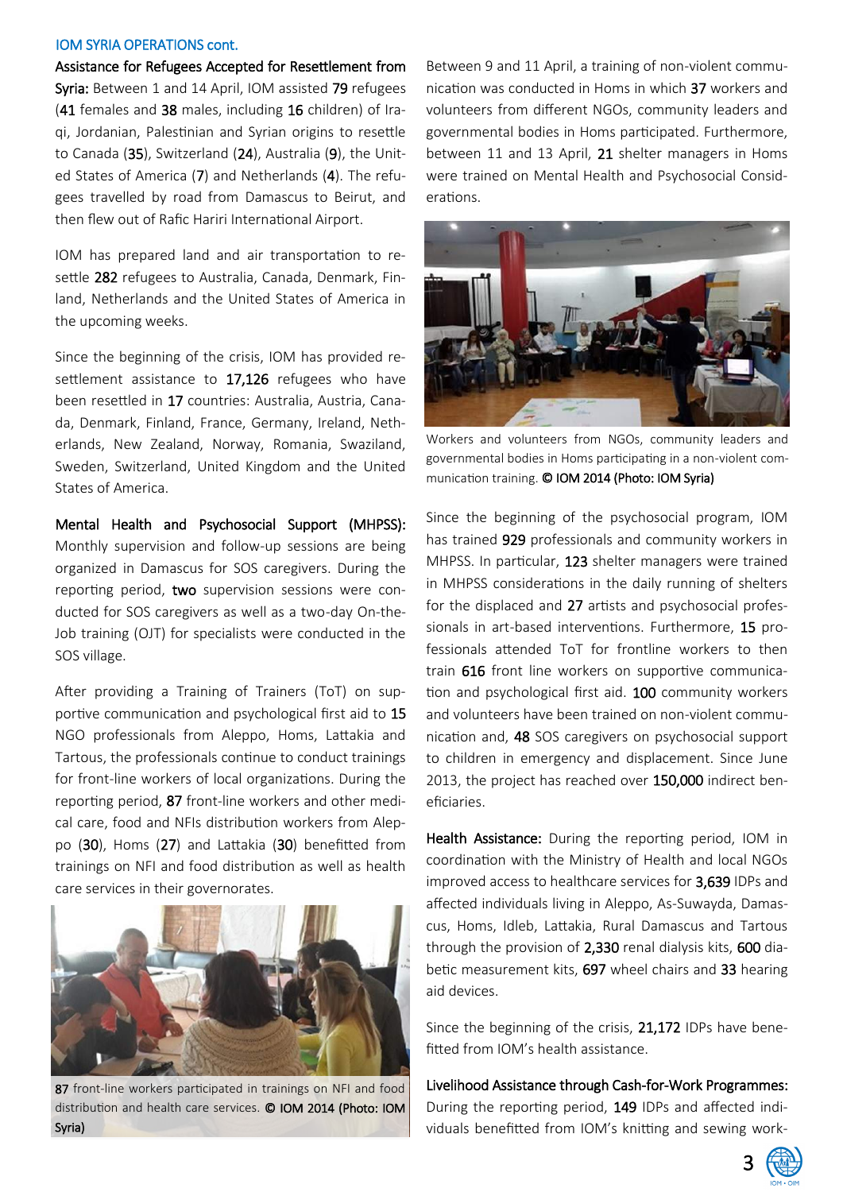## IOM SYRIA OPERATIONS cont.

**Assistance for Refugees Accepted for Resettlement from Syria:** Between 1 and 14 April, IOM assisted 79 refugees (41 females and 38 males, including 16 children) of Iraqi, Jordanian, Palestinian and Syrian origins to resettle to Canada (35), Switzerland (24), Australia (9), the United States of America (7) and Netherlands (4). The refugees travelled by road from Damascus to Beirut, and then flew out of Rafic Hariri International Airport.

IOM has prepared land and air transportation to resettle 282 refugees to Australia, Canada, Denmark, Finland, Netherlands and the United States of America in the upcoming weeks.

Since the beginning of the crisis, IOM has provided resettlement assistance to 17,126 refugees who have been resettled in 17 countries: Australia, Austria, Canada, Denmark, Finland, France, Germany, Ireland, Netherlands, New Zealand, Norway, Romania, Swaziland, Sweden, Switzerland, United Kingdom and the United States of America.

**Mental Health and Psychosocial Support (MHPSS):** Monthly supervision and follow-up sessions are being organized in Damascus for SOS caregivers. During the reporting period, **two** supervision sessions were conducted for SOS caregivers as well as a two-day On-the-Job training (OJT) for specialists were conducted in the SOS village.

After providing a Training of Trainers (ToT) on supportive communication and psychological first aid to 15 NGO professionals from Aleppo, Homs, Lattakia and Tartous, the professionals continue to conduct trainings for front-line workers of local organizations. During the reporting period, 87 front-line workers and other medical care, food and NFIs distribution workers from Aleppo (30), Homs (27) and Lattakia (30) benefitted from trainings on NFI and food distribution as well as health care services in their governorates.

87 front-line workers participated in trainings on NFI and food distribution and health care services. **© IOM 2014 (Photo: IOM Syria)**

Between 9 and 11 April, a training of non-violent communication was conducted in Homs in which 37 workers and volunteers from different NGOs, community leaders and governmental bodies in Homs participated. Furthermore, between 11 and 13 April, 21 shelter managers in Homs were trained on Mental Health and Psychosocial Considerations.

Workers and volunteers from NGOs, community leaders and governmental bodies in Homs participating in a non-violent communication training. **© IOM 2014 (Photo: IOM Syria)**

Since the beginning of the psychosocial program, IOM has trained 929 professionals and community workers in MHPSS. In particular, 123 shelter managers were trained in MHPSS considerations in the daily running of shelters for the displaced and 27 artists and psychosocial professionals in art-based interventions. Furthermore, 15 professionals attended ToT for frontline workers to then train 616 front line workers on supportive communication and psychological first aid. 100 community workers and volunteers have been trained on non-violent communication and, 48 SOS caregivers on psychosocial support to children in emergency and displacement. Since June 2013, the project has reached over 150,000 indirect beneficiaries.

**Health Assistance:** During the reporting period, IOM in coordination with the Ministry of Health and local NGOs improved access to healthcare services for 3,639 IDPs and affected individuals living in Aleppo, As-Suwayda, Damascus, Homs, Idleb, Lattakia, Rural Damascus and Tartous through the provision of 2,330 renal dialysis kits, 600 diabetic measurement kits, 697 wheel chairs and 33 hearing aid devices.

Since the beginning of the crisis, 21,172 IDPs have benefitted from IOM's health assistance.

**Livelihood Assistance through Cash-for-Work Programmes:** During the reporting period, 149 IDPs and affected individuals benefitted from IOM's knitting and sewing work-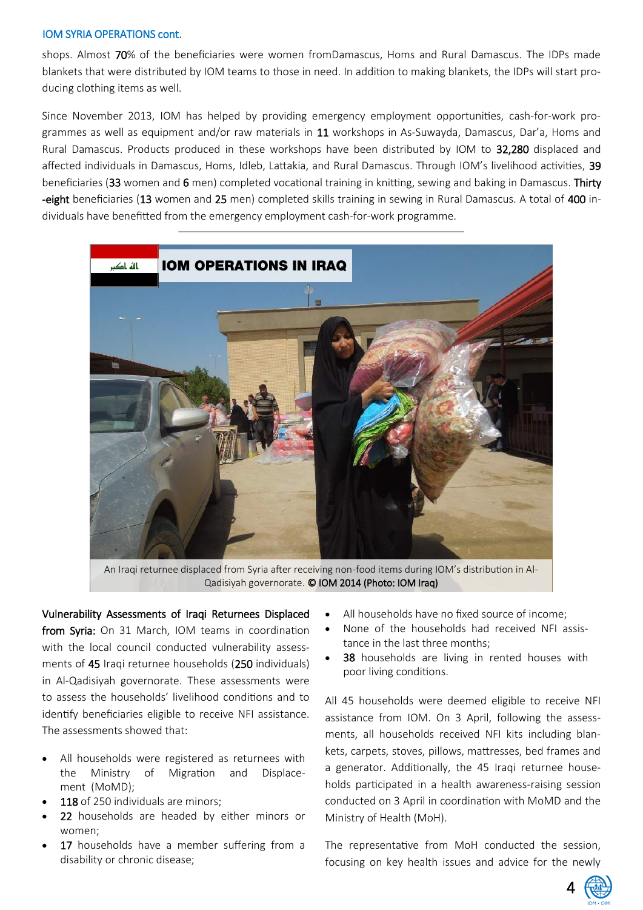IOM SYRIA OPERATIONS cont.

shops. Almost 70% of the beneficiaries were women fromDamascus, Homs and Rural Damascus. The IDPs made blankets that were distributed by IOM teams to those in need. In addition to making blankets, the IDPs will start producing clothing items as well.

Since November 2013, IOM has helped by providing emergency employment opportunities, cash-for-work programmes as well as equipment and/or raw materials in 11 workshops in As-Suwayda, Damascus, Dar'a, Homs and Rural Damascus. Products produced in these workshops have been distributed by IOM to 32,280 displaced and affected individuals in Damascus, Homs, Idleb, Lattakia, and Rural Damascus. Through IOM's livelihood activities, 39 beneficiaries (33 women and 6 men) completed vocational training in knitting, sewing and baking in Damascus. Thirty-eight beneficiaries (13 women and 25 men) completed skills training in sewing in Rural Damascus. A total of 400 individuals have benefitted from the emergency employment cash-for-work programme.

## IOM OPERATIONS IN IRAQ

An Iraqi returnee displaced from Syria after receiving non-food items during IOM's distribution in Al-Qadisiyah governorate. **© IOM 2014 (Photo: IOM Iraq)**

**Vulnerability Assessments of Iraqi Returnees Displaced from Syria:** On 31 March, IOM teams in coordination with the local council conducted vulnerability assessments of 45 Iraqi returnee households (250 individuals) in Al-Qadisiyah governorate. These assessments were to assess the households' livelihood conditions and to identify beneficiaries eligible to receive NFI assistance. The assessments showed that:

- All households were registered as returnees with the Ministry of Migration and Displacement (MoMD);
- 118 of 250 individuals are minors;
- 22 households are headed by either minors or women;
- 17 households have a member suffering from a disability or chronic disease;
- All households have no fixed source of income;
- None of the households had received NFI assistance in the last three months;
- 38 households are living in rented houses with poor living conditions.

All 45 households were deemed eligible to receive NFI assistance from IOM. On 3 April, following the assessments, all households received NFI kits including blankets, carpets, stoves, pillows, mattresses, bed frames and a generator. Additionally, the 45 Iraqi returnee households participated in a health awareness-raising session conducted on 3 April in coordination with MoMD and the Ministry of Health (MoH).

The representative from MoH conducted the session, focusing on key health issues and advice for the newly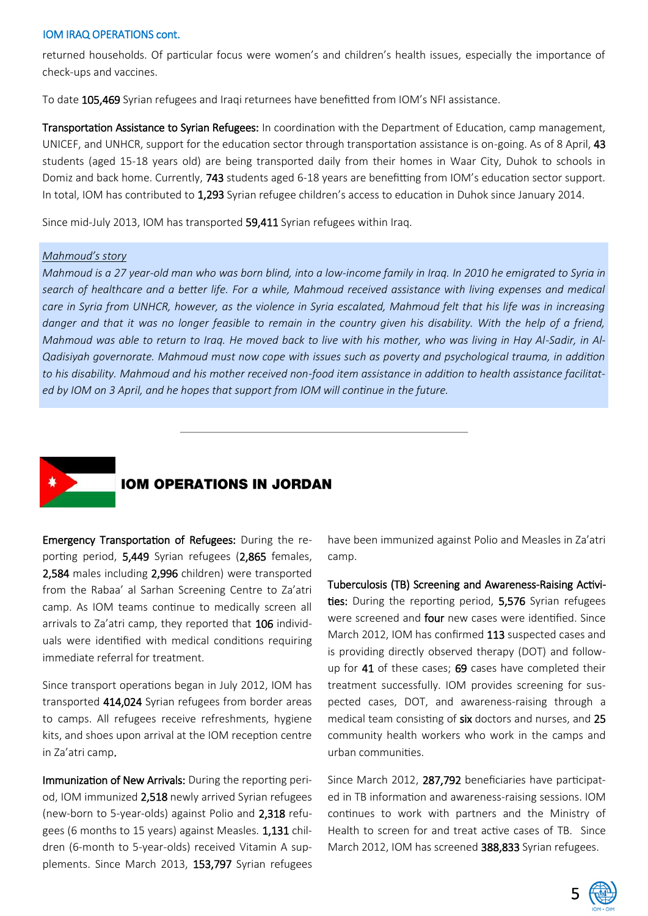### IOM IRAQ OPERATIONS cont.

returned households. Of particular focus were women's and children's health issues, especially the importance of check-ups and vaccines.

To date **105,469** Syrian refugees and Iraqi returnees have benefitted from IOM's NFI assistance.

**Transportation Assistance to Syrian Refugees:** In coordination with the Department of Education, camp management, UNICEF, and UNHCR, support for the education sector through transportation assistance is on-going. As of 8 April, **43** students (aged 15-18 years old) are being transported daily from their homes in Waar City, Duhok to schools in Domiz and back home. Currently, **743** students aged 6-18 years are benefitting from IOM's education sector support. In total, IOM has contributed to **1,293** Syrian refugee children's access to education in Duhok since January 2014.

Since mid-July 2013, IOM has transported **59,411** Syrian refugees within Iraq.

*Mahmoud's story*

*Mahmoud is a 27 year-old man who was born blind, into a low-income family in Iraq. In 2010 he emigrated to Syria in search of healthcare and a better life. For a while, Mahmoud received assistance with living expenses and medical care in Syria from UNHCR, however, as the violence in Syria escalated, Mahmoud felt that his life was in increasing danger and that it was no longer feasible to remain in the country given his disability. With the help of a friend, Mahmoud was able to return to Iraq. He moved back to live with his mother, who was living in Hay Al-Sadir, in Al-Qadisiyah governorate. Mahmoud must now cope with issues such as poverty and psychological trauma, in addition to his disability. Mahmoud and his mother received non-food item assistance in addition to health assistance facilitated by IOM on 3 April, and he hopes that support from IOM will continue in the future.*

---

## IOM OPERATIONS IN JORDAN

**Emergency Transportation of Refugees:** During the reporting period, **5,449** Syrian refugees (**2,865** females, **2,584** males including **2,996** children) were transported from the Rabaa' al Sarhan Screening Centre to Za'atri camp. As IOM teams continue to medically screen all arrivals to Za'atri camp, they reported that **106** individuals were identified with medical conditions requiring immediate referral for treatment.

Since transport operations began in July 2012, IOM has transported **414,024** Syrian refugees from border areas to camps. All refugees receive refreshments, hygiene kits, and shoes upon arrival at the IOM reception centre in Za'atri camp.

**Immunization of New Arrivals:** During the reporting period, IOM immunized **2,518** newly arrived Syrian refugees (new-born to 5-year-olds) against Polio and **2,318** refugees (6 months to 15 years) against Measles. **1,131** children (6-month to 5-year-olds) received Vitamin A supplements. Since March 2013, **153,797** Syrian refugees have been immunized against Polio and Measles in Za'atri camp.

**Tuberculosis (TB) Screening and Awareness-Raising Activities:** During the reporting period, **5,576** Syrian refugees were screened and **four** new cases were identified. Since March 2012, IOM has confirmed **113** suspected cases and is providing directly observed therapy (DOT) and follow-up for **41** of these cases; **69** cases have completed their treatment successfully. IOM provides screening for suspected cases, DOT, and awareness-raising through a medical team consisting of **six** doctors and nurses, and **25** community health workers who work in the camps and urban communities.

Since March 2012, **287,792** beneficiaries have participated in TB information and awareness-raising sessions. IOM continues to work with partners and the Ministry of Health to screen for and treat active cases of TB. Since March 2012, IOM has screened **388,833** Syrian refugees.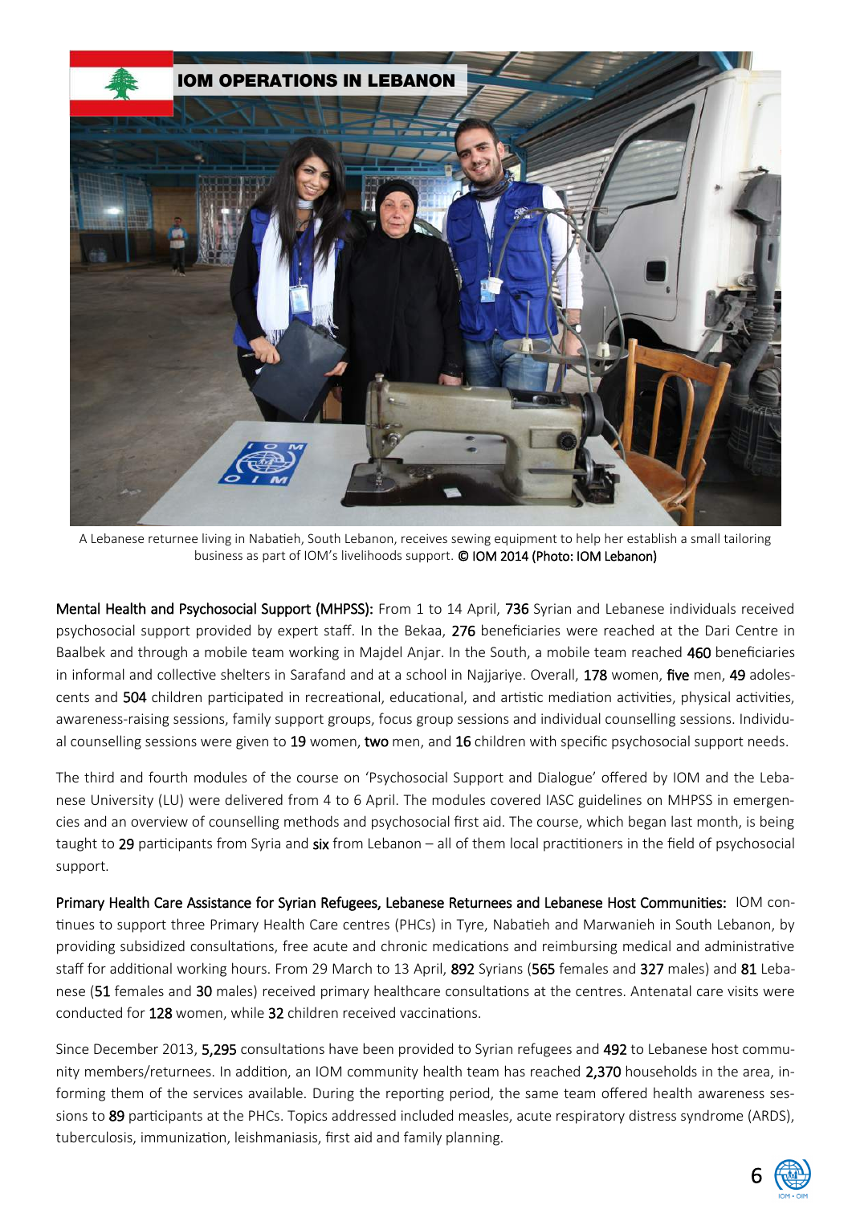# IOM OPERATIONS IN LEBANON

A Lebanese returnee living in Nabatieh, South Lebanon, receives sewing equipment to help her establish a small tailoring business as part of IOM's livelihoods support. **© IOM 2014 (Photo: IOM Lebanon)**

**Mental Health and Psychosocial Support (MHPSS):** From 1 to 14 April, **736** Syrian and Lebanese individuals received psychosocial support provided by expert staff. In the Bekaa, **276** beneficiaries were reached at the Dari Centre in Baalbek and through a mobile team working in Majdel Anjar. In the South, a mobile team reached **460** beneficiaries in informal and collective shelters in Sarafand and at a school in Najjariye. Overall, **178** women, **five** men, **49** adolescents and **504** children participated in recreational, educational, and artistic mediation activities, physical activities, awareness-raising sessions, family support groups, focus group sessions and individual counselling sessions. Individual counselling sessions were given to **19** women, **two** men, and **16** children with specific psychosocial support needs.

The third and fourth modules of the course on 'Psychosocial Support and Dialogue' offered by IOM and the Lebanese University (LU) were delivered from 4 to 6 April. The modules covered IASC guidelines on MHPSS in emergencies and an overview of counselling methods and psychosocial first aid. The course, which began last month, is being taught to **29** participants from Syria and **six** from Lebanon – all of them local practitioners in the field of psychosocial support.

**Primary Health Care Assistance for Syrian Refugees, Lebanese Returnees and Lebanese Host Communities:** IOM continues to support three Primary Health Care centres (PHCs) in Tyre, Nabatieh and Marwanieh in South Lebanon, by providing subsidized consultations, free acute and chronic medications and reimbursing medical and administrative staff for additional working hours. From 29 March to 13 April, **892** Syrians (**565** females and **327** males) and **81** Lebanese (**51** females and **30** males) received primary healthcare consultations at the centres. Antenatal care visits were conducted for **128** women, while **32** children received vaccinations.

Since December 2013, **5,295** consultations have been provided to Syrian refugees and **492** to Lebanese host community members/returnees. In addition, an IOM community health team has reached **2,370** households in the area, informing them of the services available. During the reporting period, the same team offered health awareness sessions to **89** participants at the PHCs. Topics addressed included measles, acute respiratory distress syndrome (ARDS), tuberculosis, immunization, leishmaniasis, first aid and family planning.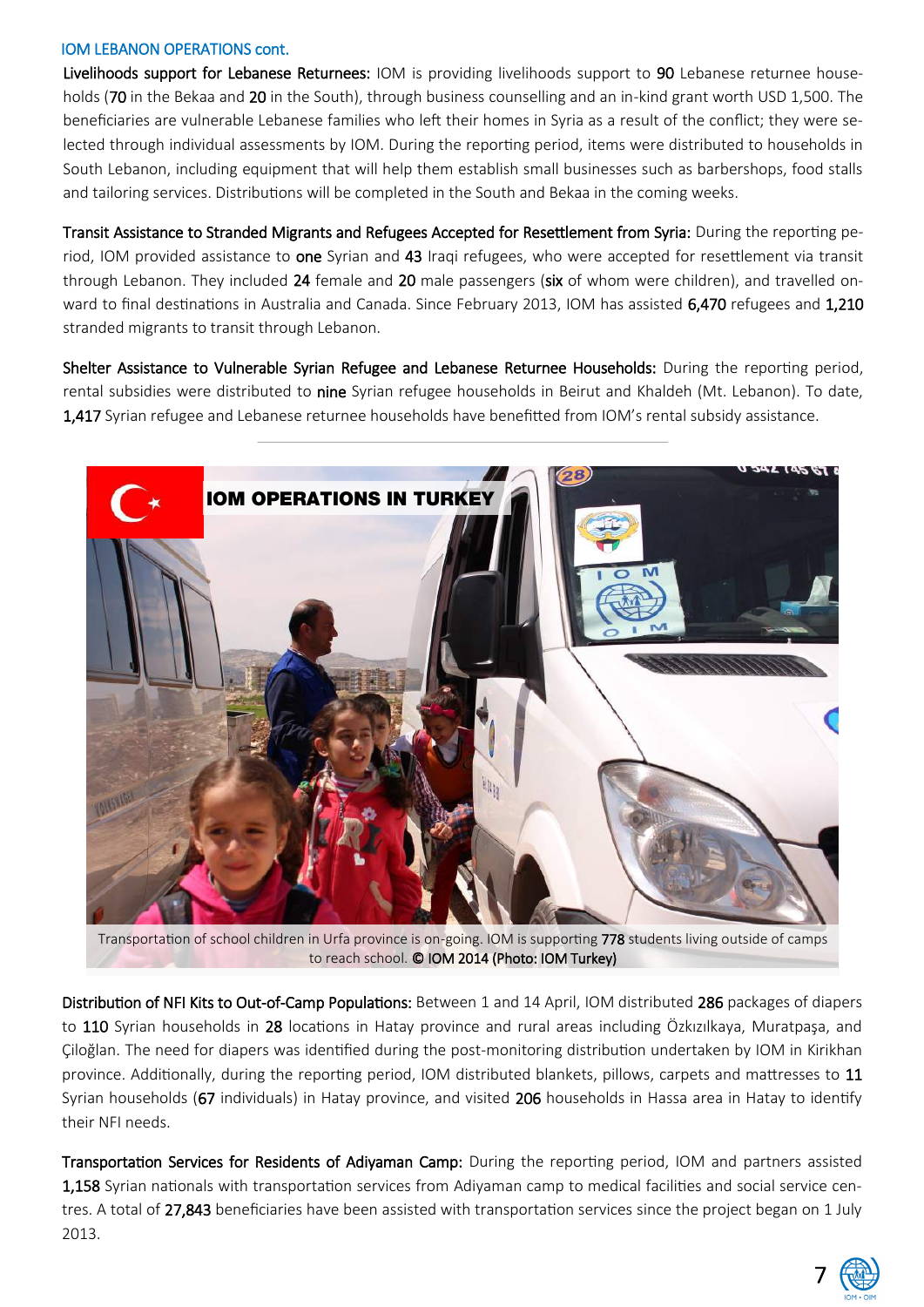## IOM LEBANON OPERATIONS cont.

**Livelihoods support for Lebanese Returnees:** IOM is providing livelihoods support to **90** Lebanese returnee households (**70** in the Bekaa and **20** in the South), through business counselling and an in-kind grant worth USD 1,500. The beneficiaries are vulnerable Lebanese families who left their homes in Syria as a result of the conflict; they were selected through individual assessments by IOM. During the reporting period, items were distributed to households in South Lebanon, including equipment that will help them establish small businesses such as barbershops, food stalls and tailoring services. Distributions will be completed in the South and Bekaa in the coming weeks.

**Transit Assistance to Stranded Migrants and Refugees Accepted for Resettlement from Syria:** During the reporting period, IOM provided assistance to **one** Syrian and **43** Iraqi refugees, who were accepted for resettlement via transit through Lebanon. They included **24** female and **20** male passengers (**six** of whom were children), and travelled onward to final destinations in Australia and Canada. Since February 2013, IOM has assisted **6,470** refugees and **1,210** stranded migrants to transit through Lebanon.

**Shelter Assistance to Vulnerable Syrian Refugee and Lebanese Returnee Households:** During the reporting period, rental subsidies were distributed to **nine** Syrian refugee households in Beirut and Khaldeh (Mt. Lebanon). To date, **1,417** Syrian refugee and Lebanese returnee households have benefitted from IOM's rental subsidy assistance.

## IOM OPERATIONS IN TURKEY

Transportation of school children in Urfa province is on-going. IOM is supporting **778** students living outside of camps to reach school. **© IOM 2014 (Photo: IOM Turkey)**

**Distribution of NFI Kits to Out-of-Camp Populations:** Between 1 and 14 April, IOM distributed **286** packages of diapers to **110** Syrian households in **28** locations in Hatay province and rural areas including Özkızılkaya, Muratpaşa, and Çiloğlan. The need for diapers was identified during the post-monitoring distribution undertaken by IOM in Kirikhan province. Additionally, during the reporting period, IOM distributed blankets, pillows, carpets and mattresses to **11** Syrian households (**67** individuals) in Hatay province, and visited **206** households in Hassa area in Hatay to identify their NFI needs.

**Transportation Services for Residents of Adiyaman Camp:** During the reporting period, IOM and partners assisted **1,158** Syrian nationals with transportation services from Adiyaman camp to medical facilities and social service centres. A total of **27,843** beneficiaries have been assisted with transportation services since the project began on 1 July 2013.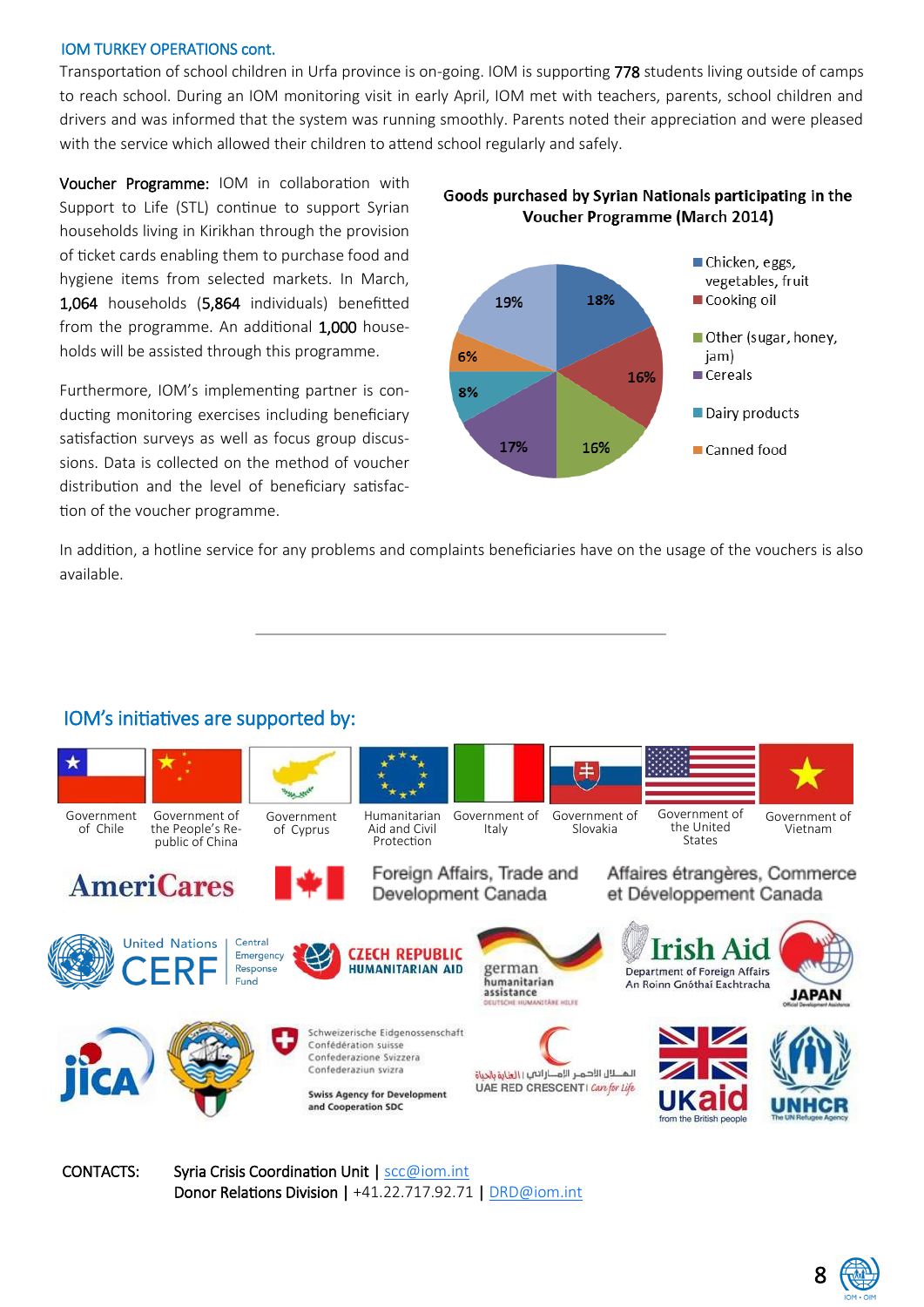## IOM TURKEY OPERATIONS cont.

Transportation of school children in Urfa province is on-going. IOM is supporting **778** students living outside of camps to reach school. During an IOM monitoring visit in early April, IOM met with teachers, parents, school children and drivers and was informed that the system was running smoothly. Parents noted their appreciation and were pleased with the service which allowed their children to attend school regularly and safely.

**Voucher Programme:** IOM in collaboration with Support to Life (STL) continue to support Syrian households living in Kirikhan through the provision of ticket cards enabling them to purchase food and hygiene items from selected markets. In March, **1,064** households (**5,864** individuals) benefitted from the programme. An additional **1,000** households will be assisted through this programme.

Furthermore, IOM's implementing partner is conducting monitoring exercises including beneficiary satisfaction surveys as well as focus group discussions. Data is collected on the method of voucher distribution and the level of beneficiary satisfaction of the voucher programme.

**Goods purchased by Syrian Nationals participating in the Voucher Programme (March 2014)**

18%
16%
16%
17%
8%
6%
19%

Chicken, eggs, vegetables, fruit
Cooking oil
Other (sugar, honey, jam)
Cereals
Dairy products
Canned food

In addition, a hotline service for any problems and complaints beneficiaries have on the usage of the vouchers is also available.

---

## IOM's initiatives are supported by:

Government of Chile, Government of the People's Republic of China, Government of Cyprus, Humanitarian Aid and Civil Protection, Government of Italy, Government of Slovakia, Government of the United States, Government of Vietnam

AmeriCares

Foreign Affairs, Trade and Development Canada / Affaires étrangères, Commerce et Développement Canada

United Nations CERF Central Emergency Response Fund

CZECH REPUBLIC HUMANITARIAN AID

german humanitarian assistance

Irish Aid Department of Foreign Affairs / An Roinn Gnóthaí Eachtracha

JAPAN

JICA

Schweizerische Eidgenossenschaft / Confédération suisse / Confederazione Svizzera / Confederaziun svizra — Swiss Agency for Development and Cooperation SDC

UAE RED CRESCENT | Care for Life

UKaid from the British people

UNHCR The UN Refugee Agency

CONTACTS: Syria Crisis Coordination Unit | scc@iom.int
Donor Relations Division | +41.22.717.92.71 | DRD@iom.int